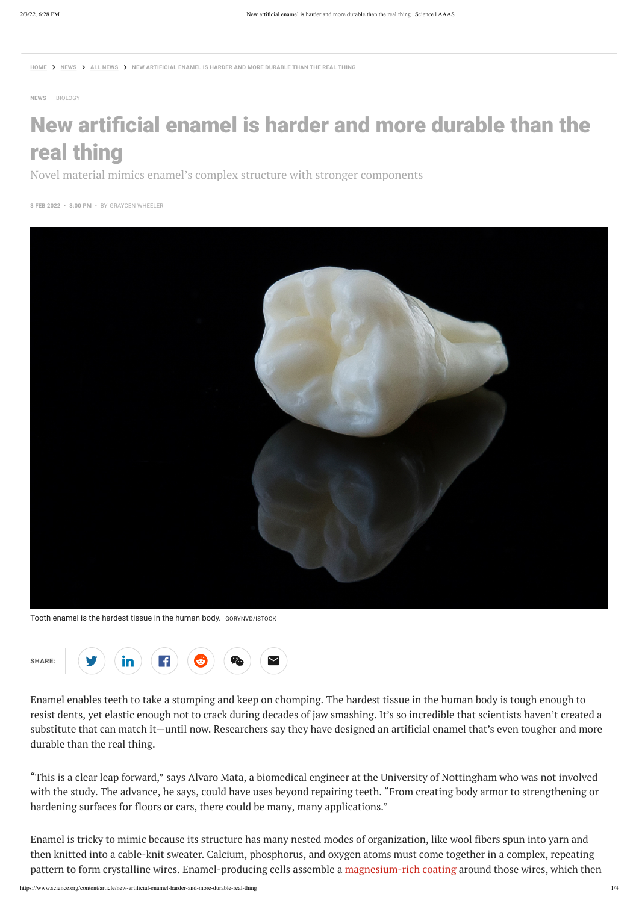HOME > NEWS > ALL NEWS > NEW ARTIFICIAL ENAMEL IS HARDER AND MORE DURABLE THAN THE REAL THING

NEWS BIOLOGY

# New artificial enamel is harder and more durable than the real thing

Novel material mimics enamel's complex structure with stronger components

3 FEB 2022 • 3:00 PM • BY GRAYCEN WHEELER

Tooth enamel is the hardest tissue in the human body. GORYNVD/ISTOCK

SHARE:

Enamel enables teeth to take a stomping and keep on chomping. The hardest tissue in the human body is tough enough to resist dents, yet elastic enough not to crack during decades of jaw smashing. It's so incredible that scientists haven't created a substitute that can match it—until now. Researchers say they have designed an artificial enamel that's even tougher and more durable than the real thing.

"This is a clear leap forward," says Alvaro Mata, a biomedical engineer at the University of Nottingham who was not involved with the study. The advance, he says, could have uses beyond repairing teeth. "From creating body armor to strengthening or hardening surfaces for floors or cars, there could be many, many applications."

Enamel is tricky to mimic because its structure has many nested modes of organization, like wool fibers spun into yarn and then knitted into a cable-knit sweater. Calcium, phosphorus, and oxygen atoms must come together in a complex, repeating pattern to form crystalline wires. Enamel-producing cells assemble a magnesium-rich coating around those wires, which then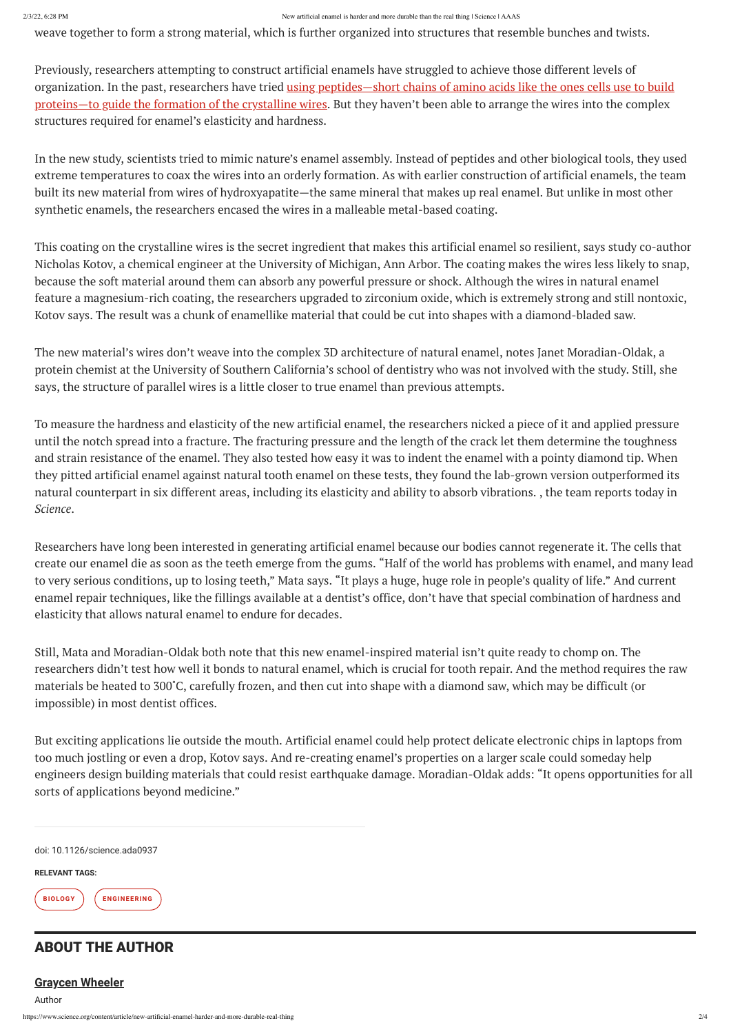weave together to form a strong material, which is further organized into structures that resemble bunches and twists.

Previously, researchers attempting to construct artificial enamels have struggled to achieve those different levels of organization. In the past, researchers have tried using peptides—short chains of amino acids like the ones cells use to build proteins—to guide the formation of the crystalline wires. But they haven't been able to arrange the wires into the complex structures required for enamel's elasticity and hardness.

In the new study, scientists tried to mimic nature's enamel assembly. Instead of peptides and other biological tools, they used extreme temperatures to coax the wires into an orderly formation. As with earlier construction of artificial enamels, the team built its new material from wires of hydroxyapatite—the same mineral that makes up real enamel. But unlike in most other synthetic enamels, the researchers encased the wires in a malleable metal-based coating.

This coating on the crystalline wires is the secret ingredient that makes this artificial enamel so resilient, says study co-author Nicholas Kotov, a chemical engineer at the University of Michigan, Ann Arbor. The coating makes the wires less likely to snap, because the soft material around them can absorb any powerful pressure or shock. Although the wires in natural enamel feature a magnesium-rich coating, the researchers upgraded to zirconium oxide, which is extremely strong and still nontoxic, Kotov says. The result was a chunk of enamellike material that could be cut into shapes with a diamond-bladed saw.

The new material's wires don't weave into the complex 3D architecture of natural enamel, notes Janet Moradian-Oldak, a protein chemist at the University of Southern California's school of dentistry who was not involved with the study. Still, she says, the structure of parallel wires is a little closer to true enamel than previous attempts.

To measure the hardness and elasticity of the new artificial enamel, the researchers nicked a piece of it and applied pressure until the notch spread into a fracture. The fracturing pressure and the length of the crack let them determine the toughness and strain resistance of the enamel. They also tested how easy it was to indent the enamel with a pointy diamond tip. When they pitted artificial enamel against natural tooth enamel on these tests, they found the lab-grown version outperformed its natural counterpart in six different areas, including its elasticity and ability to absorb vibrations. , the team reports today in *Science*.

Researchers have long been interested in generating artificial enamel because our bodies cannot regenerate it. The cells that create our enamel die as soon as the teeth emerge from the gums. "Half of the world has problems with enamel, and many lead to very serious conditions, up to losing teeth," Mata says. "It plays a huge, huge role in people's quality of life." And current enamel repair techniques, like the fillings available at a dentist's office, don't have that special combination of hardness and elasticity that allows natural enamel to endure for decades.

Still, Mata and Moradian-Oldak both note that this new enamel-inspired material isn't quite ready to chomp on. The researchers didn't test how well it bonds to natural enamel, which is crucial for tooth repair. And the method requires the raw materials be heated to 300˚C, carefully frozen, and then cut into shape with a diamond saw, which may be difficult (or impossible) in most dentist offices.

But exciting applications lie outside the mouth. Artificial enamel could help protect delicate electronic chips in laptops from too much jostling or even a drop, Kotov says. And re-creating enamel's properties on a larger scale could someday help engineers design building materials that could resist earthquake damage. Moradian-Oldak adds: "It opens opportunities for all sorts of applications beyond medicine."

doi: 10.1126/science.ada0937

**RELEVANT TAGS:**

BIOLOGY

ENGINEERING

## ABOUT THE AUTHOR

**Graycen Wheeler**

Author